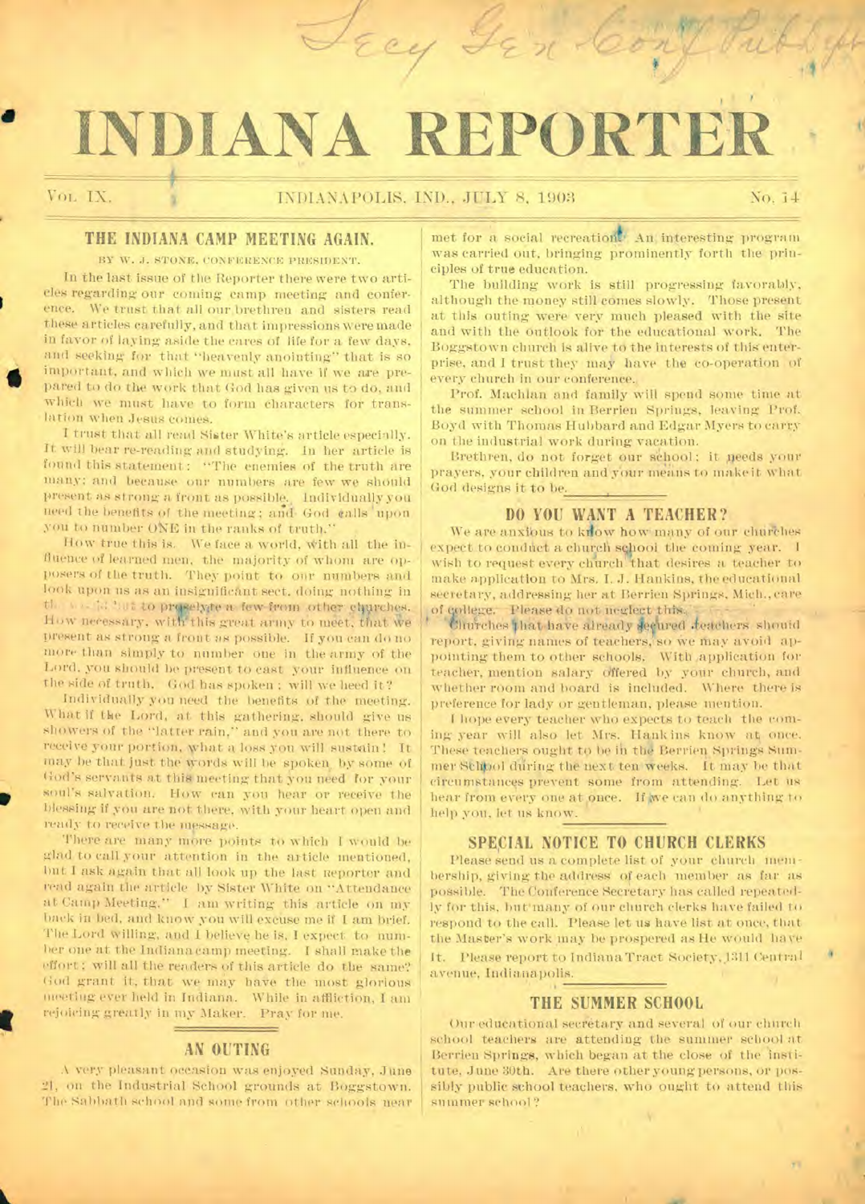# INDIANA REPORTER

Vol. IX. INDIANAPOLIS, IND., JULY 8, 1903 No. 14

## THE INDIANA CAMP MEETING AGAIN.

BY W. J. STONE, CONFERENCE PRESIDENT.

In the last issue of the Reporter there were two articles regarding our coming camp meeting and conference. We trust that all our brethren and sisters read these articles carefully, and that impressions were made in favor of laying aside the cares of life for a few days, and seeking for that "heavenly anointing" that is so important, and which we must all have if we are prepared to do the work that God has given us to do, and which we must have to form characters for translation when Jesus comes.

I trust that all read Sister White's article especially. It will bear re-reading and studying. In her article is found this statement: "The enemies of the truth are many; and because our numbers are few we should present as strong a front as possible. Individually you need the benefits of the meeting; and God calls upon you to number ONE in the ranks of truth."

How true this is. We face a world, with all the influence of learned men, the majority of whom are opposers of the truth. They point to our numbers and look upon us as an insignificant sect, doing nothing in th... to proselyte a few from other churches. How necessary, with this great army to meet, that we present as strong a front as possible. If you can do no more than simply to number one in the army of the Lord, you should be present to cast your influence on the side of truth. God has spoken; will we heed it?

Individually you need the benefits of the meeting. What if the Lord, at this gathering, should give us showers of the "latter rain," and you are not there to receive your portion, what a loss you will sustain! It may be that just the words will be spoken by some of God's servants at this meeting that you need for your soul's salvation. How can you hear or receive the blessing if you are not there, with your heart open and ready to receive the message.

There are many more points to which I would be glad to call your attention in the article mentioned, but I ask again that all look up the last reporter and read again the article by Sister White on "Attendance at Camp Meeting." I am writing this article on my back in bed, and know you will excuse me if I am brief. The Lord willing, and I believe he is, I expect to number one at the Indiana camp meeting. I shall make the effort; will all the readers of this article do the same? God grant it, that we may have the most glorious meeting ever held in Indiana. While in affliction, I am rejoicing greatly in my Maker. Pray for me.

## AN OUTING

A very pleasant occasion was enjoyed Sunday, June 21, on the Industrial School grounds at Boggstown. The Sabbath school and some from other schools near met for a social recreation. An interesting program was carried out, bringing prominently forth the principles of true education.

The building work is still progressing favorably, although the money still comes slowly. Those present at this outing were very much pleased with the site and with the outlook for the educational work. The Boggstown church is alive to the interests of this enterprise, and I trust they may have the co-operation of every church in our conference.

Prof. Machlan and family will spend some time at the summer school in Berrien Springs, leaving Prof. Boyd with Thomas Hubbard and Edgar Myers to carry on the industrial work during vacation.

Brethren, do not forget our school; it needs your prayers, your children and your means to make it what God designs it to be.

## DO YOU WANT A TEACHER?

We are anxious to know how many of our churches expect to conduct a church school the coming year. I wish to request every church that desires a teacher to make application to Mrs. I. J. Hankins, the educational secretary, addressing her at Berrien Springs, Mich., care of college. Please do not neglect this.

Churches that have already secured teachers should report, giving names of teachers, so we may avoid appointing them to other schools. With application for teacher, mention salary offered by your church, and whether room and board is included. Where there is preference for lady or gentleman, please mention.

I hope every teacher who expects to teach the coming year will also let Mrs. Hankins know at once. These teachers ought to be in the Berrien Springs Summer School during the next ten weeks. It may be that circumstances prevent some from attending. Let us hear from every one at once. If we can do anything to help you, let us know.

## SPECIAL NOTICE TO CHURCH CLERKS

Please send us a complete list of your church membership, giving the address of each member as far as possible. The Conference Secretary has called repeatedly for this, but many of our church clerks have failed to respond to the call. Please let us have list at once, that the Master's work may be prospered as He would have it. Please report to Indiana Tract Society, 1311 Central avenue, Indianapolis.

## THE SUMMER SCHOOL

Our educational secretary and several of our church school teachers are attending the summer school at Berrien Springs, which began at the close of the institute, June 30th. Are there other young persons, or possibly public school teachers, who ought to attend this summer school?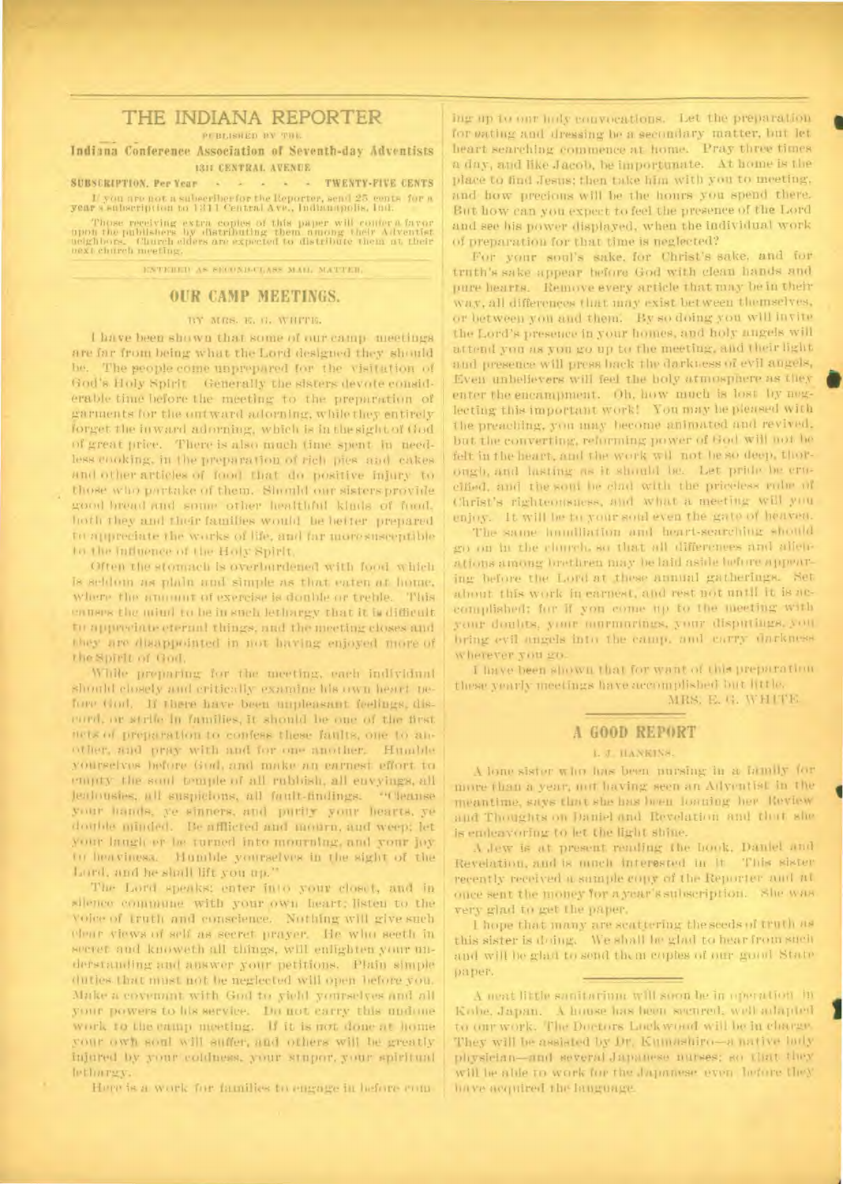# THE INDIANA REPORTER

PUBLISHED BY THE

**Indiana Conference Association of Seventh-day Adventists**

1311 CENTRAL AVENUE

**SUBSCRIPTION, Per Year - - - - - TWENTY-FIVE CENTS**

If you are not a subscriber for the Reporter, send 25 cents for a year's subscription to 1311 Central Ave., Indianapolis, Ind.

Those receiving extra copies of this paper will confer a favor upon the publishers by distributing them among their Adventist neighbors. Church elders are expected to distribute them at their next church meeting.

ENTERED AS SECOND-CLASS MAIL MATTER.

## OUR CAMP MEETINGS.

BY MRS. E. G. WHITE.

I have been shown that some of our camp meetings are far from being what the Lord designed they should be. The people come unprepared for the visitation of God's Holy Spirit. Generally the sisters devote considerable time before the meeting to the preparation of garments for the outward adorning, while they entirely forget the inward adorning, which is in the sight of God of great price. There is also much time spent in needless cooking, in the preparation of rich pies and cakes and other articles of food that do positive injury to those who partake of them. Should our sisters provide good bread and some other healthful kinds of food, both they and their families would be better prepared to appreciate the works of life, and far more susceptible to the influence of the Holy Spirit.

Often the stomach is overburdened with food which is seldom as plain and simple as that eaten at home, where the amount of exercise is double or treble. This causes the mind to be in such lethargy that it is difficult to appreciate eternal things, and the meeting closes and they are disappointed in not having enjoyed more of the Spirit of God.

While preparing for the meeting, each individual should closely and critically examine his own heart before God. If there have been unpleasant feelings, discord, or strife in families, it should be one of the first acts of preparation to confess these faults, one to another, and pray with and for one another. Humble yourselves before God, and make an earnest effort to empty the soul temple of all rubbish, all envyings, all jealousies, all suspicions, all fault-findings. "Cleanse your hands, ye sinners, and purify your hearts, ye double minded. Be afflicted and mourn, and weep; let your laugh er be turned into mourning, and your joy to heaviness. Humble yourselves in the sight of the Lord, and he shall lift you up."

The Lord speaks; enter into your closet, and in silence commune with your own heart; listen to the voice of truth and conscience. Nothing will give such clear views of self as secret prayer. He who seeth in secret and knoweth all things, will enlighten your understanding and answer your petitions. Plain simple duties that must not be neglected will open before you. Make a covenant with God to yield yourselves and all your powers to his service. Do not carry this undone work to the camp meeting. If it is not done at home your own soul will suffer, and others will be greatly injured by your coldness, your stupor, your spiritual lethargy.

Here is a work for families to engage in before coming up to our holy convocations. Let the preparation for eating and dressing be a secondary matter, but let heart searching commence at home. Pray three times a day, and like Jacob, be importunate. At home is the place to find Jesus; then take him with you to meeting, and how precious will be the hours you spend there. But how can you expect to feel the presence of the Lord and see his power displayed, when the individual work of preparation for that time is neglected?

For your soul's sake, for Christ's sake, and for truth's sake appear before God with clean hands and pure hearts. Remove every article that may be in their way, all differences that may exist between themselves, or between you and them. By so doing you will invite the Lord's presence in your homes, and holy angels will attend you as you go up to the meeting, and their light and presence will press back the darkness of evil angels. Even unbelievers will feel the holy atmosphere as they enter the encampment. Oh, how much is lost by neglecting this important work! You may be pleased with the preaching, you may become animated and revived, but the converting, reforming power of God will not be felt in the heart, and the work wil not be so deep, thorough, and lasting as it should be. Let pride be crucified, and the soul be clad with the priceless robe of Christ's righteousness, and what a meeting will you enjoy. It will be to your soul even the gate of heaven.

The same humiliation and heart-searching should go on in the church, so that all differences and alienations among brethren may be laid aside before appearing before the Lord at these annual gatherings. Set about this work in earnest, and rest not until it is accomplished; for if you come up to the meeting with your doubts, your murmurings, your disputings, you bring evil angels into the camp, and carry darkness wherever you go.

I have been shown that for want of this preparation these yearly meetings have accomplished but little.

MRS. E. G. WHITE.

## A GOOD REPORT

I. J. HANKINS.

A lone sister who has been nursing in a family for more than a year, not having seen an Adventist in the meantime, says that she has been loaning her Review and Thoughts on Daniel and Revelation and that she is endeavoring to let the light shine.

A Jew is at present reading the book, Daniel and Revelation, and is much interested in it. This sister recently received a sample copy of the Reporter and at once sent the money for a year's subscription. She was very glad to get the paper.

I hope that many are scattering the seeds of truth as this sister is doing. We shall be glad to hear from such and will be glad to send them copies of our good State paper.

---

A neat little sanitarium will soon be in operation in Kobe, Japan. A house has been secured, well adapted to our work. The Doctors Lockwood will be in charge. They will be assisted by Dr. Kumashiro—a native lady physician—and several Japanese nurses; so that they will be able to work for the Japanese even before they have acquired the language.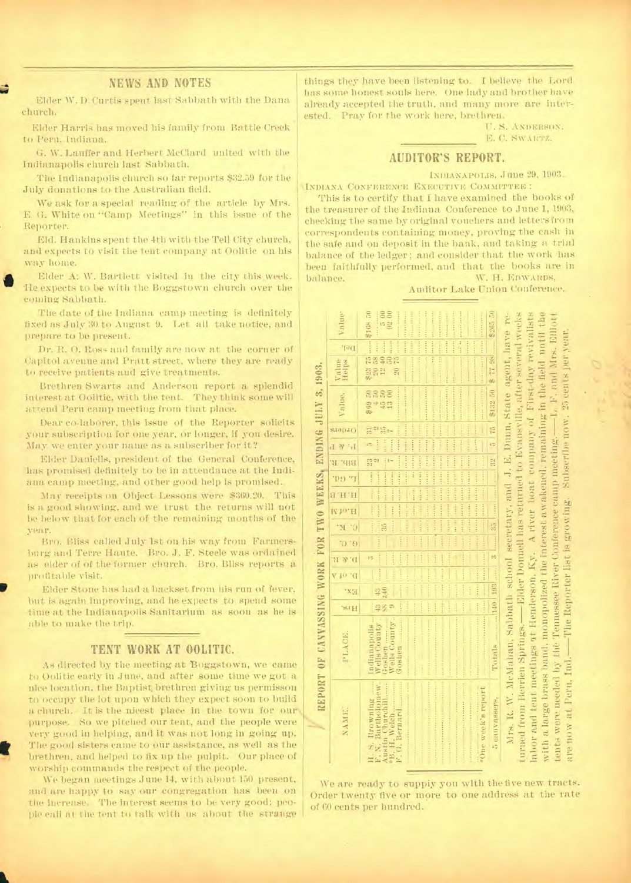## NEWS AND NOTES

Elder W. D. Curtis spent last Sabbath with the Dana church.

Elder Harris has moved his family from Battle Creek to Peru, Indiana.

G. W. Lauffer and Herbert McClard united with the Indianapolis church last Sabbath.

The Indianapolis church so far reports $32.59 for the July donations to the Australian field.

We ask for a special reading of the article by Mrs. E. G. White on "Camp Meetings" in this issue of the Reporter.

Eld. Hankins spent the 4th with the Tell City church, and expects to visit the tent company at Oolitic on his way home.

Elder A. W. Bartlett visited in the city this week. He expects to be with the Boggstown church over the coming Sabbath.

The date of the Indiana camp meeting is definitely fixed as July 30 to August 9. Let all take notice, and prepare to be present.

Dr. R. O. Ross and family are now at the corner of Capitol avenue and Pratt street, where they are ready to receive patients and give treatments.

Brethren Swarts and Anderson report a splendid interest at Oolitic, with the tent. They think some will attend Peru camp meeting from that place.

Dear co-laborer, this issue of the Reporter solicits your subscription for one year, or longer, if you desire. May we enter your name as a subscriber for it?

Elder Daniells, president of the General Conference, has promised definitely to be in attendance at the Indiana camp meeting, and other good help is promised.

May receipts on Object Lessons were $360.20. This is a good showing, and we trust the returns will not be below that for each of the remaining months of the year.

Bro. Bliss called July 1st on his way from Farmersburg and Terre Haute. Bro. J. F. Steele was ordained as elder of of the former church. Bro. Bliss reports a profitable visit.

Elder Stone has had a backset from his run of fever, but is again improving, and he expects to spend some time at the Indianapolis Sanitarium as soon as he is able to make the trip.

## TENT WORK AT OOLITIC.

As directed by the meeting at Boggstown, we came to Oolitic early in June, and after some time we got a nice location, the Baptist brethren giving us permisson to occupy the lot upon which they expect soon to build a church. It is the nicest place in the town for our purpose. So we pitched our tent, and the people were very good in helping, and it was not long in going up. The good sisters came to our assistance, as well as the brethren, and helped to fix up the pulpit. Our place of worship commands the respect of the people.

We began meetings June 14, with about 150 present, and are happy to say our congregation has been on the increase. The interest seems to be very good; people call at the tent to talk with us about the strange things they have been listening to. I believe the Lord has some honest souls here. One lady and brother have already accepted the truth, and many more are interested. Pray for the work here, brethren.

U. S. Anderson,
E. C. Swartz.

## AUDITOR'S REPORT.

Indianapolis, June 29, 1903.

Indiana Conference Executive Committee:

This is to certify that I have examined the books of the treasurer of the Indiana Conference to June 1, 1903, checking the same by original vouchers and letters from correspondents containing money, proving the cash in the safe and on deposit in the bank, and taking a trial balance of the ledger; and consider that the work has been faithfully performed, and that the books are in balance.

W. H. Edwards,
Auditor Lake Union Conference.

### REPORT OF CANVASSING WORK FOR TWO WEEKS, ENDING JULY 3, 1903.

| NAME. | PLACE. | Hrs. | Ex. | D. of A | D. & R. | G. C. | C. K. | H. of H | H. H. B. | L. of G. | Bib. R. | P. & T. | Orders | Value. | Value Helps | Del. | Value |
|---|---|---|---|---|---|---|---|---|---|---|---|---|---|---|---|---|---|
| H. S. Browning | Indianapolis | 43 | 42 | | 3 | | | | | | 23 | 3 | 31 | $69 50 | $23 75 | | $168 50 |
| F. N. Bartholomew | Wells County | 88 | 140 | | | | | | | | 2 | | 2 | 4 50 | 20 58 | | 5 00 |
| Austin Churchill | Goshen | 9 | | | | | 35 | | | | | | 35 | 45 50 | 12 40 | | 92 00 |
| *B. H. Welch | Wells County | | | | | | | | | | | | | | 50 | | |
| F. G. Bernard | Goshen | | | | | | | | | | 7 | | 7 | 13 00 | 20 75 | | |
| *One week's report | | | | | | | | | | | | | | | | | |
| 5 canvassers, | Totals | 140 | 193 | | 3 | | 35 | | | | 32 | 3 | 75 | $132 50 | $ 77 98 | | $265 50 |

Mrs. R. W. McMahan, Sabbath school secretary, and J. E. Dunn, State agent, have returned from Berrien Springs.—Elder Donnell has returned to Evansville, after several weeks labor and tent meetings at Henderson, Ky. A river boat company of First-day revivalists with a large brass band, monopolized the interest awakened, remaining in the field until the tents were needed by the Tennessee River Conference camp meeting.—I. F. and Mrs. Elliott are now at Peru, Ind.—The Reporter list is growing. Subscribe now. 25 cents per year.

We are ready to suppiy you with the five new tracts. Order twenty five or more to one address at the rate of 60 cents per hundred.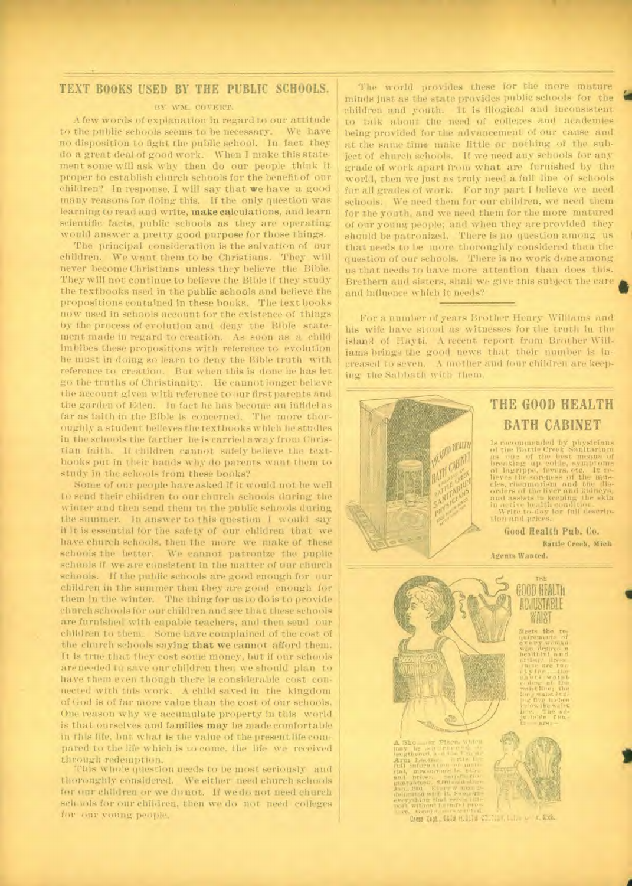## TEXT BOOKS USED BY THE PUBLIC SCHOOLS.

BY WM. COVERT.

A few words of explanation in regard to our attitude to the public schools seems to be necessary. We have no disposition to fight the public school. In fact they do a great deal of good work. When I make this statement some will ask why then do our people think it proper to establish church schools for the benefit of our children? In response, I will say that we have a good many reasons for doing this. If the only question was learning to read and write, make calculations, and learn scientific facts, public schools as they are operating would answer a pretty good purpose for those things.

The principal consideration is the salvation of our children. We want them to be Christians. They will never become Christians unless they believe the Bible. They will not continue to believe the Bible if they study the textbooks used in the public schools and believe the propositions contained in these books. The text books now used in schools account for the existence of things by the process of evolution and deny the Bible statement made in regard to creation. As soon as a child imbibes these propositions with reference to evolution he must in doing so learn to deny the Bible truth with reference to creation. But when this is done he has let go the truths of Christianity. He cannot longer believe the account given with reference to our first parents and the garden of Eden. In fact he has become an infidel as far as faith in the Bible is concerned. The more thoroughly a student believes the textbooks which he studies in the schools the farther he is carried away from Christian faith. If children cannot safely believe the textbooks put in their hands why do parents want them to study in the schools from these books?

Some of our people have asked if it would not be well to send their children to our church schools during the winter and then send them to the public schools during the summer. In answer to this question I would say if it is essential for the safety of our children that we have church schools, then the more we make of these schools the better. We cannot patronize the puplic schools if we are consistent in the matter of our church schools. If the public schools are good enough for our children in the summer then they are good enough for them in the winter. The thing for us to do is to provide church schools for our children and see that these schools are furnished with capable teachers, and then send our children to them. Some have complained of the cost of the church schools saying that we cannot afford them. It is true that they cost some money, but if our schools are needed to save our children then we should plan to have them even though there is considerable cost connected with this work. A child saved in the kingdom of God is of far more value than the cost of our schools. One reason why we accumulate property in this world is that ourselves and families may be made comfortable in this life, but what is the value of the present life compared to the life which is to come, the life we received through redemption.

This whole question needs to be most seriously and thoroughly considered. We either need church schools for our children or we do not. If we do not need church schools for our children, then we do not need colleges for our young people.

The world provides these for the more mature minds just as the state provides public schools for the children and youth. It is illogical and inconsistent to talk about the need of colleges and academies being provided for the advancement of our cause and at the same time make little or nothing of the subject of church schools. If we need any schools for any grade of work apart from what are furnished by the world, then we just as truly need a full line of schools for all grades of work. For my part I believe we need schools. We need them for our children, we need them for the youth, and we need them for the more matured of our young people; and when they are provided they should be patronized. There is no question among us that needs to be more thoroughly considered than the question of our schools. There is no work done among us that needs to have more attention than does this. Brethern and sisters, shall we give this subject the care and influence which it needs?

For a number of years Brother Henry Williams and his wife have stood as witnesses for the truth in the island of Hayti. A recent report from Brother Williams brings the good news that their number is increased to seven. A mother and four children are keeping the Sabbath with them.

## THE GOOD HEALTH BATH CABINET

Is recommended by physicians of the Battle Creek Sanitarium as one of the best means of breaking up colds, symptoms of lagrippe, fevers, etc. It relieves the soreness of the muscles, rheumatism and the disorders of the liver and kidneys, and assists in keeping the skin in active health condition. Write to-day for full description and prices.

**Good Health Pub. Co.**
Battle Creek, Mich

Agents Wanted.

THE GOOD HEALTH ADJUSTABLE WAIST

Meets the requirements of every woman who desires a healthful and artistic dress. There are two styles,—the short waist ending at the waistline; the long waist ending five inches below the waist line. The adjustable features are:—

A Shoulder Piece, which may be shortened or lengthened, and the Under Arm Lacing. Write for full information of materials, measurements, sizes and prices. Satisfaction guaranteed. 2,000 sold since Jan., 1901. Every woman delighted with it. Supports everything that needs support without harmful pressure. Good agents wanted.

Dress Dept., Good Health Company, Battle Creek, Mich.